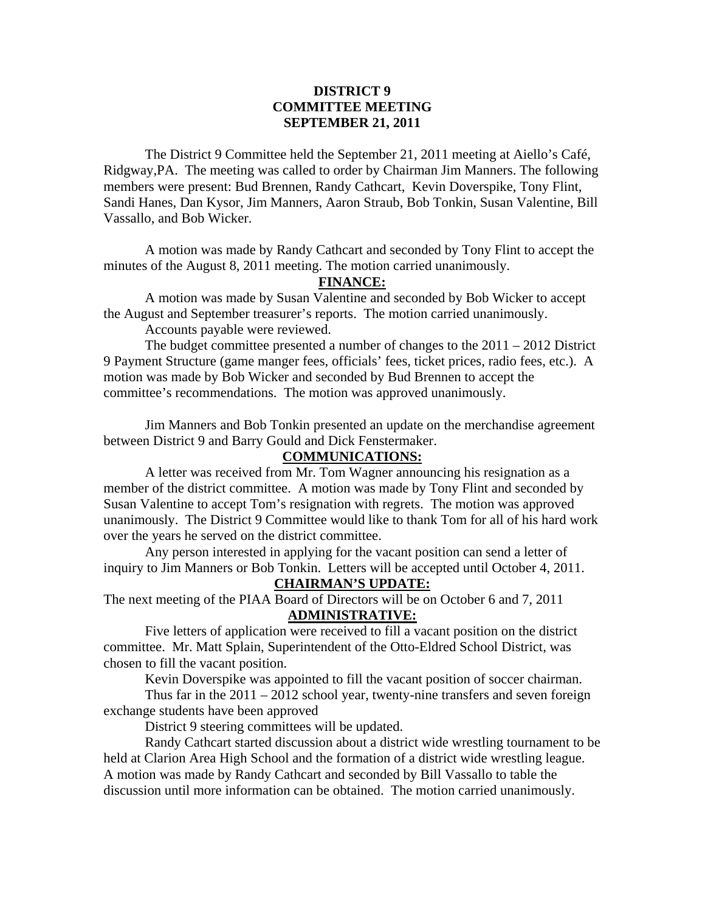# DISTRICT 9
# COMMITTEE MEETING
# SEPTEMBER 21, 2011

The District 9 Committee held the September 21, 2011 meeting at Aiello's Café, Ridgway,PA. The meeting was called to order by Chairman Jim Manners. The following members were present: Bud Brennen, Randy Cathcart, Kevin Doverspike, Tony Flint, Sandi Hanes, Dan Kysor, Jim Manners, Aaron Straub, Bob Tonkin, Susan Valentine, Bill Vassallo, and Bob Wicker.

A motion was made by Randy Cathcart and seconded by Tony Flint to accept the minutes of the August 8, 2011 meeting. The motion carried unanimously.

## FINANCE:

A motion was made by Susan Valentine and seconded by Bob Wicker to accept the August and September treasurer's reports. The motion carried unanimously.

Accounts payable were reviewed.

The budget committee presented a number of changes to the 2011 – 2012 District 9 Payment Structure (game manger fees, officials' fees, ticket prices, radio fees, etc.). A motion was made by Bob Wicker and seconded by Bud Brennen to accept the committee's recommendations. The motion was approved unanimously.

Jim Manners and Bob Tonkin presented an update on the merchandise agreement between District 9 and Barry Gould and Dick Fenstermaker.

## COMMUNICATIONS:

A letter was received from Mr. Tom Wagner announcing his resignation as a member of the district committee. A motion was made by Tony Flint and seconded by Susan Valentine to accept Tom's resignation with regrets. The motion was approved unanimously. The District 9 Committee would like to thank Tom for all of his hard work over the years he served on the district committee.

Any person interested in applying for the vacant position can send a letter of inquiry to Jim Manners or Bob Tonkin. Letters will be accepted until October 4, 2011.

## CHAIRMAN'S UPDATE:

The next meeting of the PIAA Board of Directors will be on October 6 and 7, 2011

## ADMINISTRATIVE:

Five letters of application were received to fill a vacant position on the district committee. Mr. Matt Splain, Superintendent of the Otto-Eldred School District, was chosen to fill the vacant position.

Kevin Doverspike was appointed to fill the vacant position of soccer chairman.

Thus far in the 2011 – 2012 school year, twenty-nine transfers and seven foreign exchange students have been approved

District 9 steering committees will be updated.

Randy Cathcart started discussion about a district wide wrestling tournament to be held at Clarion Area High School and the formation of a district wide wrestling league. A motion was made by Randy Cathcart and seconded by Bill Vassallo to table the discussion until more information can be obtained. The motion carried unanimously.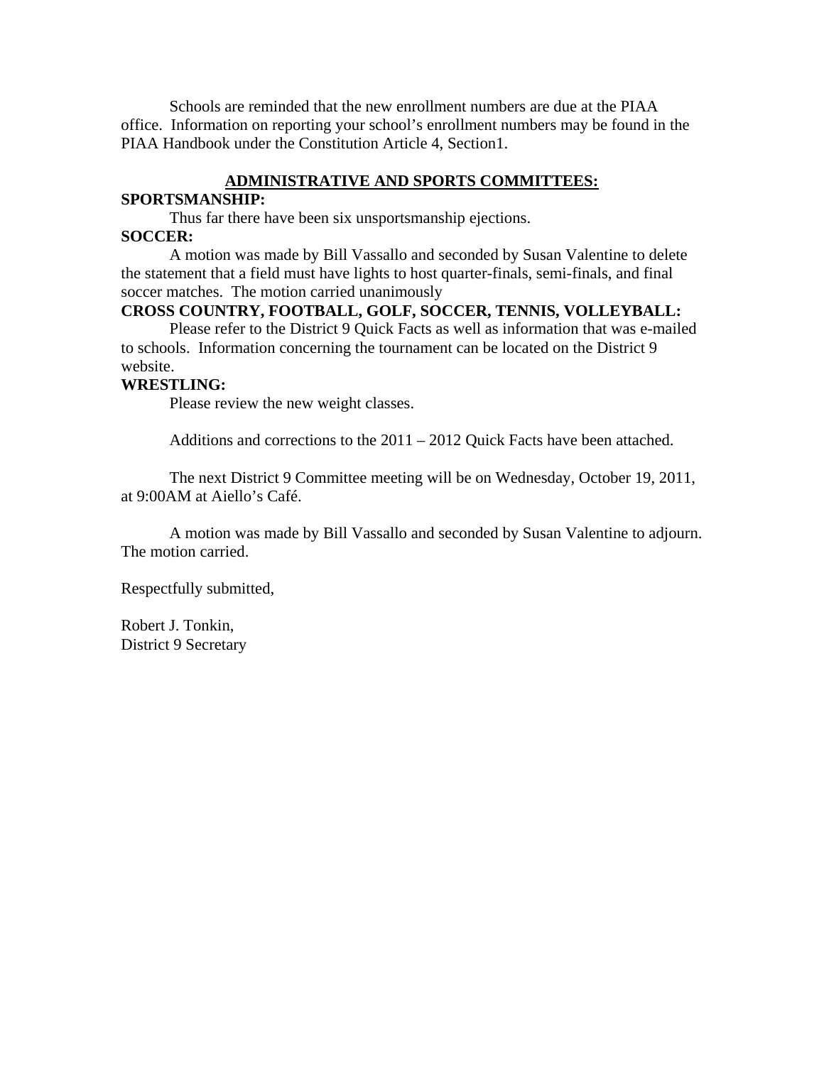Schools are reminded that the new enrollment numbers are due at the PIAA office. Information on reporting your school's enrollment numbers may be found in the PIAA Handbook under the Constitution Article 4, Section1.

## ADMINISTRATIVE AND SPORTS COMMITTEES:

**SPORTSMANSHIP:**

Thus far there have been six unsportsmanship ejections.

**SOCCER:**

A motion was made by Bill Vassallo and seconded by Susan Valentine to delete the statement that a field must have lights to host quarter-finals, semi-finals, and final soccer matches. The motion carried unanimously

**CROSS COUNTRY, FOOTBALL, GOLF, SOCCER, TENNIS, VOLLEYBALL:**

Please refer to the District 9 Quick Facts as well as information that was e-mailed to schools. Information concerning the tournament can be located on the District 9 website.

**WRESTLING:**

Please review the new weight classes.

Additions and corrections to the 2011 – 2012 Quick Facts have been attached.

The next District 9 Committee meeting will be on Wednesday, October 19, 2011, at 9:00AM at Aiello's Café.

A motion was made by Bill Vassallo and seconded by Susan Valentine to adjourn. The motion carried.

Respectfully submitted,

Robert J. Tonkin,
District 9 Secretary